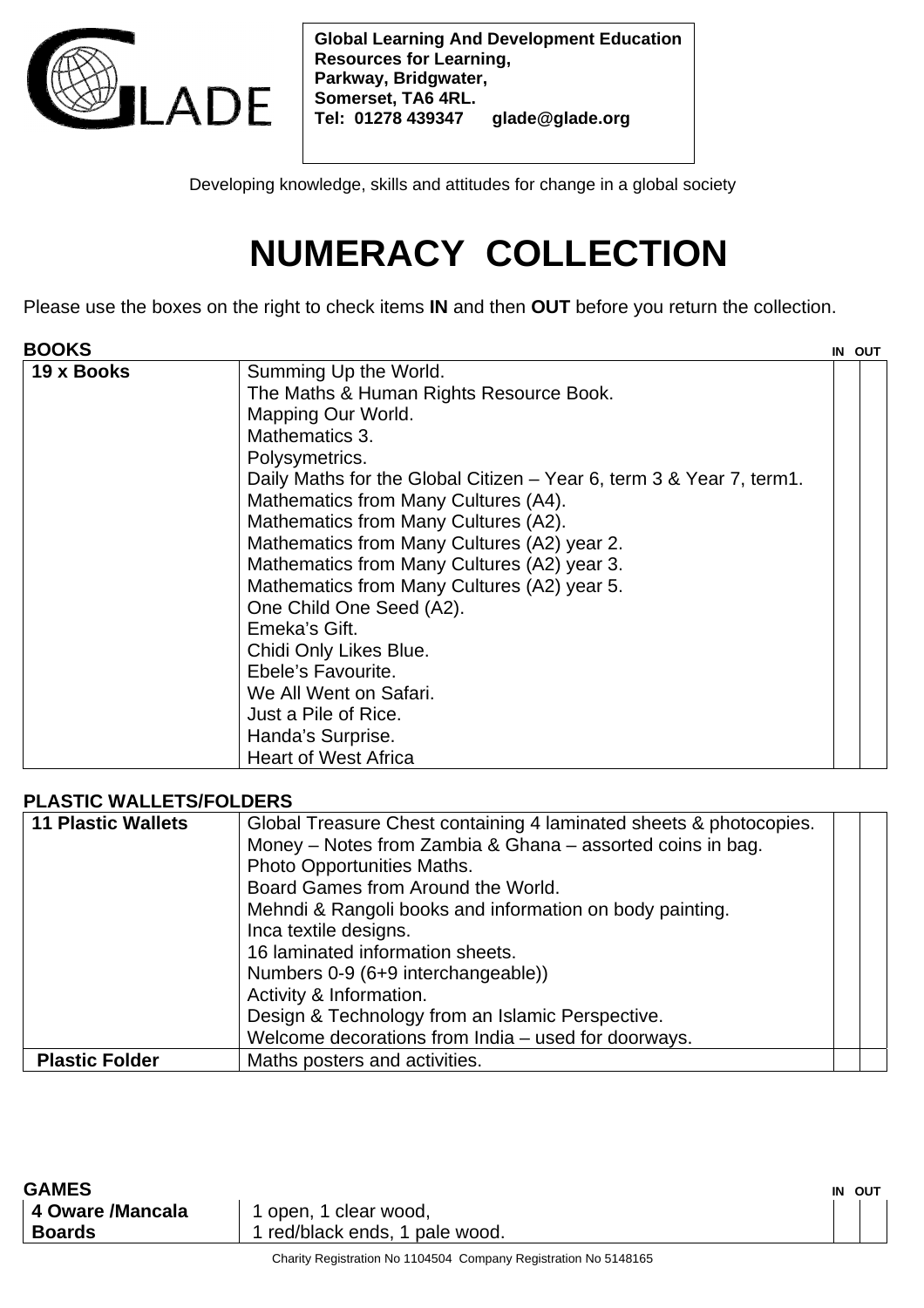GLADE

**Global Learning And Development Education**
**Resources for Learning,**
**Parkway, Bridgwater,**
**Somerset, TA6 4RL.**
**Tel: 01278 439347 glade@glade.org**

Developing knowledge, skills and attitudes for change in a global society

# NUMERACY COLLECTION

Please use the boxes on the right to check items **IN** and then **OUT** before you return the collection.

**BOOKS**

| | | IN | OUT |
|---|---|---|---|
| **19 x Books** | Summing Up the World.<br>The Maths & Human Rights Resource Book.<br>Mapping Our World.<br>Mathematics 3.<br>Polysymetrics.<br>Daily Maths for the Global Citizen – Year 6, term 3 & Year 7, term1.<br>Mathematics from Many Cultures (A4).<br>Mathematics from Many Cultures (A2).<br>Mathematics from Many Cultures (A2) year 2.<br>Mathematics from Many Cultures (A2) year 3.<br>Mathematics from Many Cultures (A2) year 5.<br>One Child One Seed (A2).<br>Emeka's Gift.<br>Chidi Only Likes Blue.<br>Ebele's Favourite.<br>We All Went on Safari.<br>Just a Pile of Rice.<br>Handa's Surprise.<br>Heart of West Africa | | |

**PLASTIC WALLETS/FOLDERS**

| | | IN | OUT |
|---|---|---|---|
| **11 Plastic Wallets** | Global Treasure Chest containing 4 laminated sheets & photocopies.<br>Money – Notes from Zambia & Ghana – assorted coins in bag.<br>Photo Opportunities Maths.<br>Board Games from Around the World.<br>Mehndi & Rangoli books and information on body painting.<br>Inca textile designs.<br>16 laminated information sheets.<br>Numbers 0-9 (6+9 interchangeable))<br>Activity & Information.<br>Design & Technology from an Islamic Perspective.<br>Welcome decorations from India – used for doorways. | | |
| **Plastic Folder** | Maths posters and activities. | | |

**GAMES**

| | | IN | OUT |
|---|---|---|---|
| **4 Oware /Mancala Boards** | 1 open, 1 clear wood,<br>1 red/black ends, 1 pale wood. | | |

Charity Registration No 1104504 Company Registration No 5148165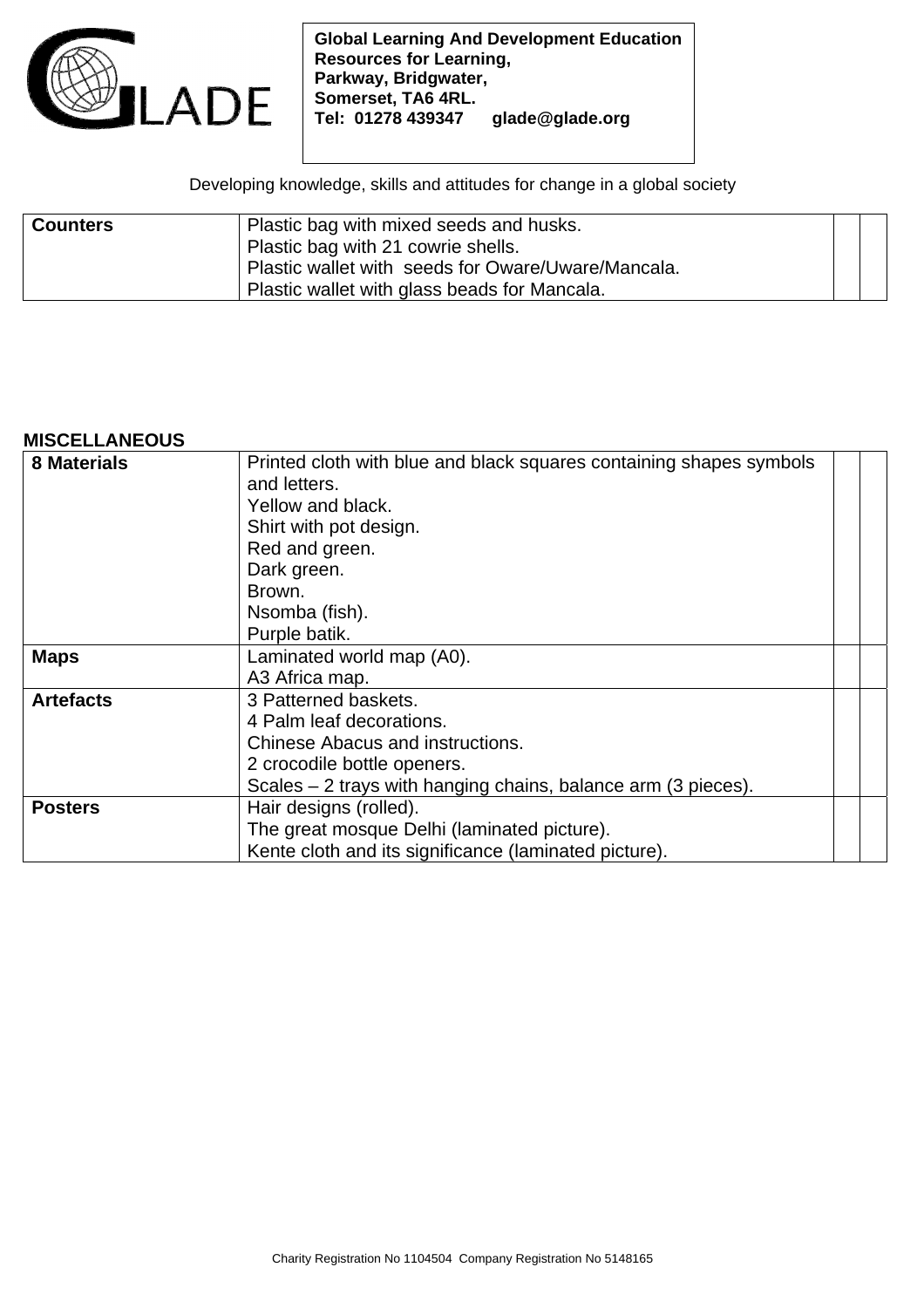**Global Learning And Development Education Resources for Learning,**
**Parkway, Bridgwater,**
**Somerset, TA6 4RL.**
**Tel: 01278 439347 glade@glade.org**

Developing knowledge, skills and attitudes for change in a global society

| | | | |
|---|---|---|---|
| **Counters** | Plastic bag with mixed seeds and husks.<br>Plastic bag with 21 cowrie shells.<br>Plastic wallet with seeds for Oware/Uware/Mancala.<br>Plastic wallet with glass beads for Mancala. | | |

**MISCELLANEOUS**

| | | | |
|---|---|---|---|
| **8 Materials** | Printed cloth with blue and black squares containing shapes symbols and letters.<br>Yellow and black.<br>Shirt with pot design.<br>Red and green.<br>Dark green.<br>Brown.<br>Nsomba (fish).<br>Purple batik. | | |
| **Maps** | Laminated world map (A0).<br>A3 Africa map. | | |
| **Artefacts** | 3 Patterned baskets.<br>4 Palm leaf decorations.<br>Chinese Abacus and instructions.<br>2 crocodile bottle openers.<br>Scales – 2 trays with hanging chains, balance arm (3 pieces). | | |
| **Posters** | Hair designs (rolled).<br>The great mosque Delhi (laminated picture).<br>Kente cloth and its significance (laminated picture). | | |

Charity Registration No 1104504 Company Registration No 5148165